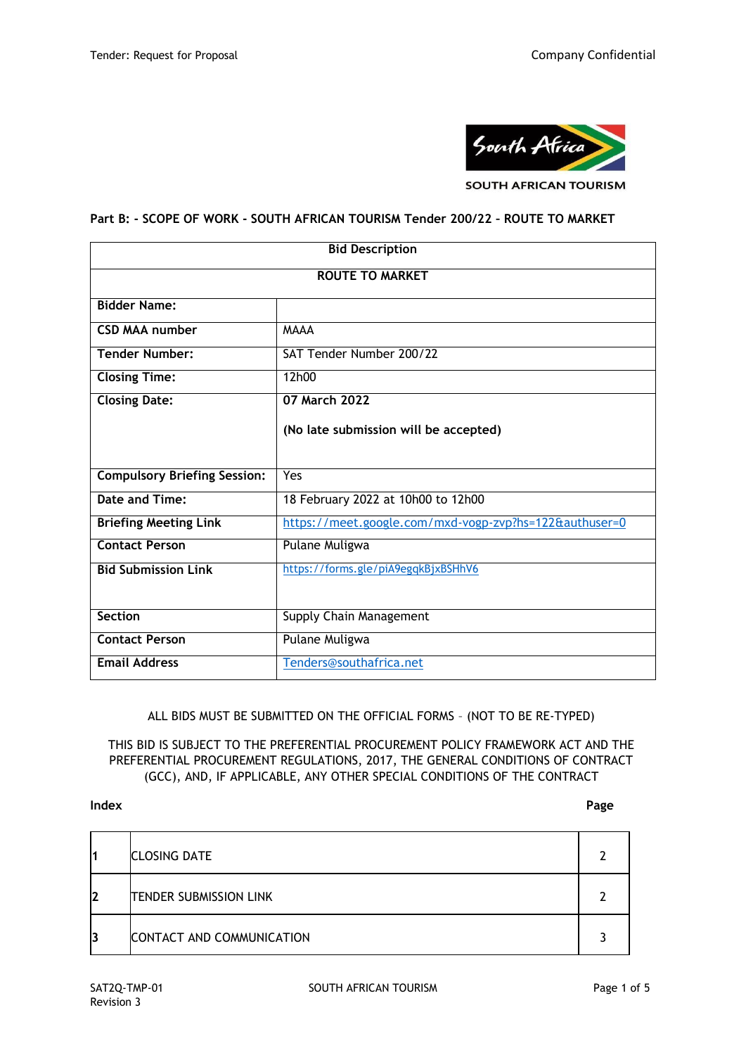SOUTH AFRICAN TOURISM

**Part B: - SCOPE OF WORK - SOUTH AFRICAN TOURISM Tender 200/22 – ROUTE TO MARKET**

| **Bid Description** | |
|---|---|
| **ROUTE TO MARKET** | |
| **Bidder Name:** | |
| **CSD MAA number** | MAAA |
| **Tender Number:** | SAT Tender Number 200/22 |
| **Closing Time:** | 12h00 |
| **Closing Date:** | **07 March 2022**<br><br>**(No late submission will be accepted)** |
| **Compulsory Briefing Session:** | Yes |
| **Date and Time:** | 18 February 2022 at 10h00 to 12h00 |
| **Briefing Meeting Link** | https://meet.google.com/mxd-vogp-zvp?hs=122&authuser=0 |
| **Contact Person** | Pulane Muligwa |
| **Bid Submission Link** | https://forms.gle/piA9egqkBjxBSHhV6 |
| **Section** | Supply Chain Management |
| **Contact Person** | Pulane Muligwa |
| **Email Address** | Tenders@southafrica.net |

ALL BIDS MUST BE SUBMITTED ON THE OFFICIAL FORMS – (NOT TO BE RE-TYPED)

THIS BID IS SUBJECT TO THE PREFERENTIAL PROCUREMENT POLICY FRAMEWORK ACT AND THE PREFERENTIAL PROCUREMENT REGULATIONS, 2017, THE GENERAL CONDITIONS OF CONTRACT (GCC), AND, IF APPLICABLE, ANY OTHER SPECIAL CONDITIONS OF THE CONTRACT

**Index** **Page**

| | | |
|---|---|---|
| 1 | CLOSING DATE | 2 |
| 2 | TENDER SUBMISSION LINK | 2 |
| 3 | CONTACT AND COMMUNICATION | 3 |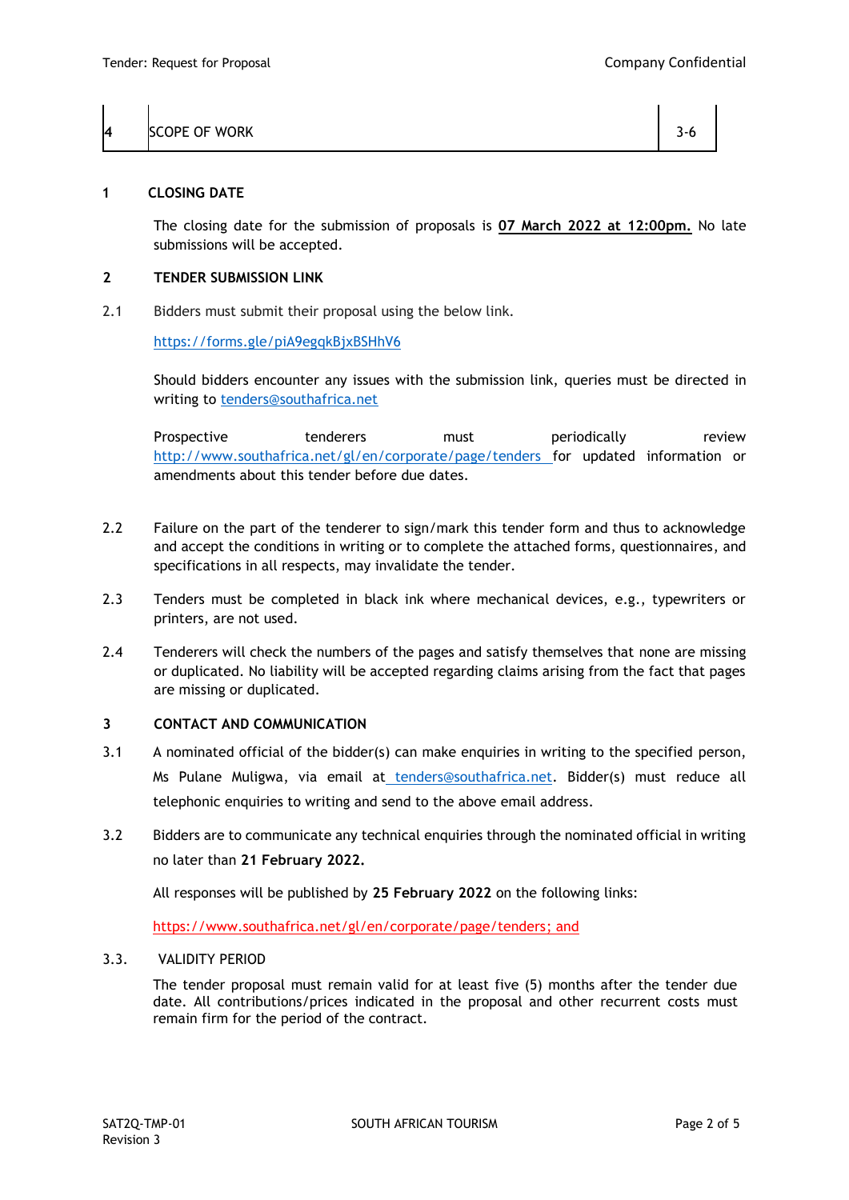| 4 | SCOPE OF WORK | 3-6 |
|---|---|---|

## 1 CLOSING DATE

The closing date for the submission of proposals is **07 March 2022 at 12:00pm.** No late submissions will be accepted.

## 2 TENDER SUBMISSION LINK

2.1 Bidders must submit their proposal using the below link.

https://forms.gle/piA9egqkBjxBSHhV6

Should bidders encounter any issues with the submission link, queries must be directed in writing to tenders@southafrica.net

Prospective tenderers must periodically review http://www.southafrica.net/gl/en/corporate/page/tenders for updated information or amendments about this tender before due dates.

2.2 Failure on the part of the tenderer to sign/mark this tender form and thus to acknowledge and accept the conditions in writing or to complete the attached forms, questionnaires, and specifications in all respects, may invalidate the tender.

2.3 Tenders must be completed in black ink where mechanical devices, e.g., typewriters or printers, are not used.

2.4 Tenderers will check the numbers of the pages and satisfy themselves that none are missing or duplicated. No liability will be accepted regarding claims arising from the fact that pages are missing or duplicated.

## 3 CONTACT AND COMMUNICATION

3.1 A nominated official of the bidder(s) can make enquiries in writing to the specified person, Ms Pulane Muligwa, via email at tenders@southafrica.net. Bidder(s) must reduce all telephonic enquiries to writing and send to the above email address.

3.2 Bidders are to communicate any technical enquiries through the nominated official in writing no later than **21 February 2022.**

All responses will be published by **25 February 2022** on the following links:

https://www.southafrica.net/gl/en/corporate/page/tenders; and

3.3. VALIDITY PERIOD

The tender proposal must remain valid for at least five (5) months after the tender due date. All contributions/prices indicated in the proposal and other recurrent costs must remain firm for the period of the contract.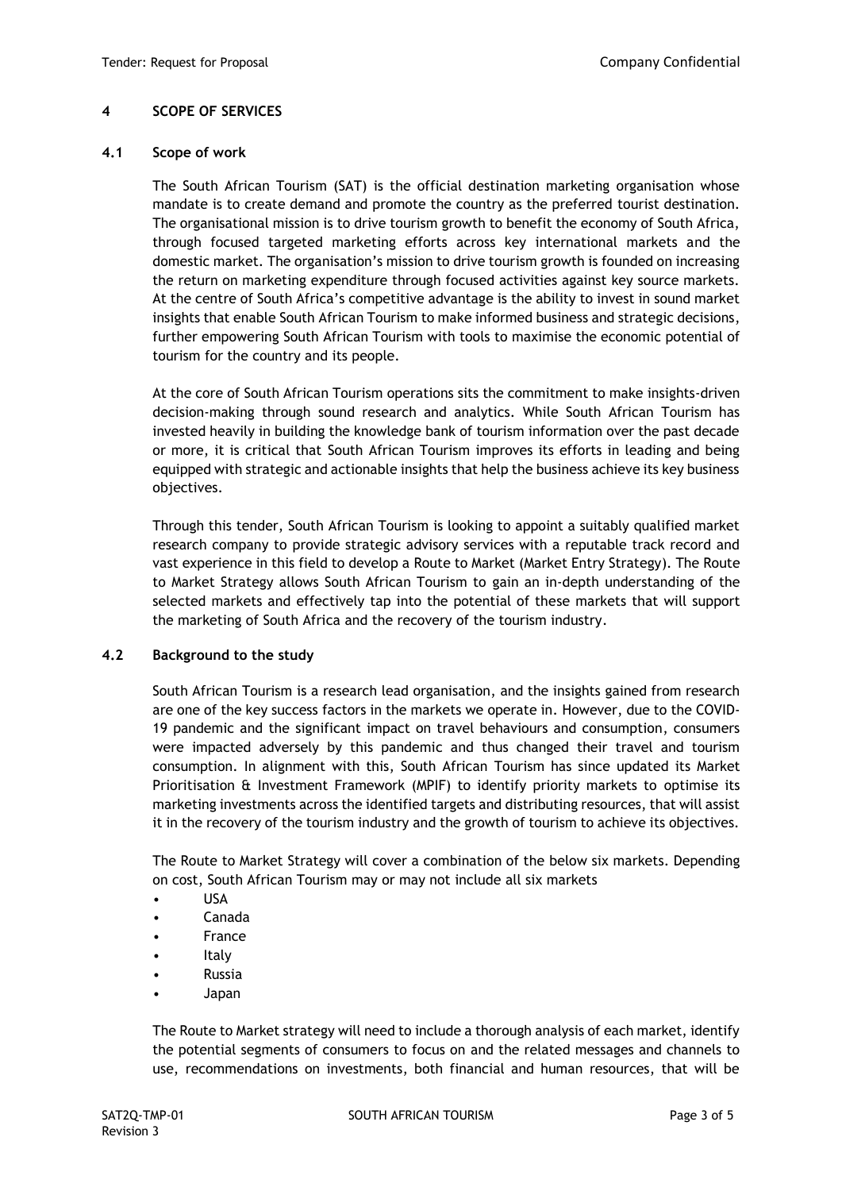## 4 SCOPE OF SERVICES

### 4.1 Scope of work

The South African Tourism (SAT) is the official destination marketing organisation whose mandate is to create demand and promote the country as the preferred tourist destination. The organisational mission is to drive tourism growth to benefit the economy of South Africa, through focused targeted marketing efforts across key international markets and the domestic market. The organisation's mission to drive tourism growth is founded on increasing the return on marketing expenditure through focused activities against key source markets. At the centre of South Africa's competitive advantage is the ability to invest in sound market insights that enable South African Tourism to make informed business and strategic decisions, further empowering South African Tourism with tools to maximise the economic potential of tourism for the country and its people.

At the core of South African Tourism operations sits the commitment to make insights-driven decision-making through sound research and analytics. While South African Tourism has invested heavily in building the knowledge bank of tourism information over the past decade or more, it is critical that South African Tourism improves its efforts in leading and being equipped with strategic and actionable insights that help the business achieve its key business objectives.

Through this tender, South African Tourism is looking to appoint a suitably qualified market research company to provide strategic advisory services with a reputable track record and vast experience in this field to develop a Route to Market (Market Entry Strategy). The Route to Market Strategy allows South African Tourism to gain an in-depth understanding of the selected markets and effectively tap into the potential of these markets that will support the marketing of South Africa and the recovery of the tourism industry.

### 4.2 Background to the study

South African Tourism is a research lead organisation, and the insights gained from research are one of the key success factors in the markets we operate in. However, due to the COVID-19 pandemic and the significant impact on travel behaviours and consumption, consumers were impacted adversely by this pandemic and thus changed their travel and tourism consumption. In alignment with this, South African Tourism has since updated its Market Prioritisation & Investment Framework (MPIF) to identify priority markets to optimise its marketing investments across the identified targets and distributing resources, that will assist it in the recovery of the tourism industry and the growth of tourism to achieve its objectives.

The Route to Market Strategy will cover a combination of the below six markets. Depending on cost, South African Tourism may or may not include all six markets

- USA
- Canada
- France
- Italy
- Russia
- Japan

The Route to Market strategy will need to include a thorough analysis of each market, identify the potential segments of consumers to focus on and the related messages and channels to use, recommendations on investments, both financial and human resources, that will be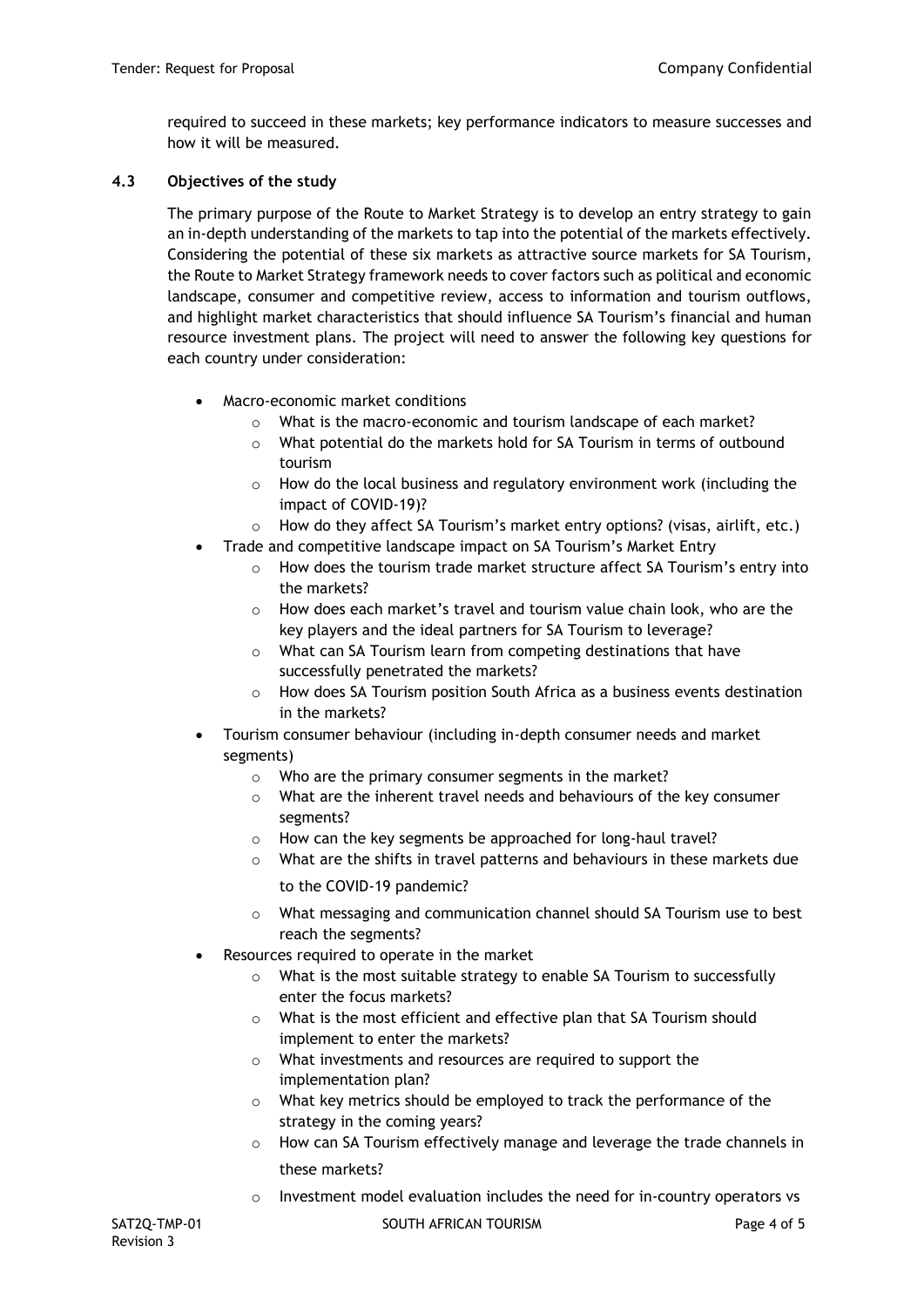required to succeed in these markets; key performance indicators to measure successes and how it will be measured.

### 4.3 Objectives of the study

The primary purpose of the Route to Market Strategy is to develop an entry strategy to gain an in-depth understanding of the markets to tap into the potential of the markets effectively. Considering the potential of these six markets as attractive source markets for SA Tourism, the Route to Market Strategy framework needs to cover factors such as political and economic landscape, consumer and competitive review, access to information and tourism outflows, and highlight market characteristics that should influence SA Tourism's financial and human resource investment plans. The project will need to answer the following key questions for each country under consideration:

- Macro-economic market conditions
  - What is the macro-economic and tourism landscape of each market?
  - What potential do the markets hold for SA Tourism in terms of outbound tourism
  - How do the local business and regulatory environment work (including the impact of COVID-19)?
  - How do they affect SA Tourism's market entry options? (visas, airlift, etc.)
- Trade and competitive landscape impact on SA Tourism's Market Entry
  - How does the tourism trade market structure affect SA Tourism's entry into the markets?
  - How does each market's travel and tourism value chain look, who are the key players and the ideal partners for SA Tourism to leverage?
  - What can SA Tourism learn from competing destinations that have successfully penetrated the markets?
  - How does SA Tourism position South Africa as a business events destination in the markets?
- Tourism consumer behaviour (including in-depth consumer needs and market segments)
  - Who are the primary consumer segments in the market?
  - What are the inherent travel needs and behaviours of the key consumer segments?
  - How can the key segments be approached for long-haul travel?
  - What are the shifts in travel patterns and behaviours in these markets due to the COVID-19 pandemic?
  - What messaging and communication channel should SA Tourism use to best reach the segments?
- Resources required to operate in the market
  - What is the most suitable strategy to enable SA Tourism to successfully enter the focus markets?
  - What is the most efficient and effective plan that SA Tourism should implement to enter the markets?
  - What investments and resources are required to support the implementation plan?
  - What key metrics should be employed to track the performance of the strategy in the coming years?
  - How can SA Tourism effectively manage and leverage the trade channels in these markets?
  - Investment model evaluation includes the need for in-country operators vs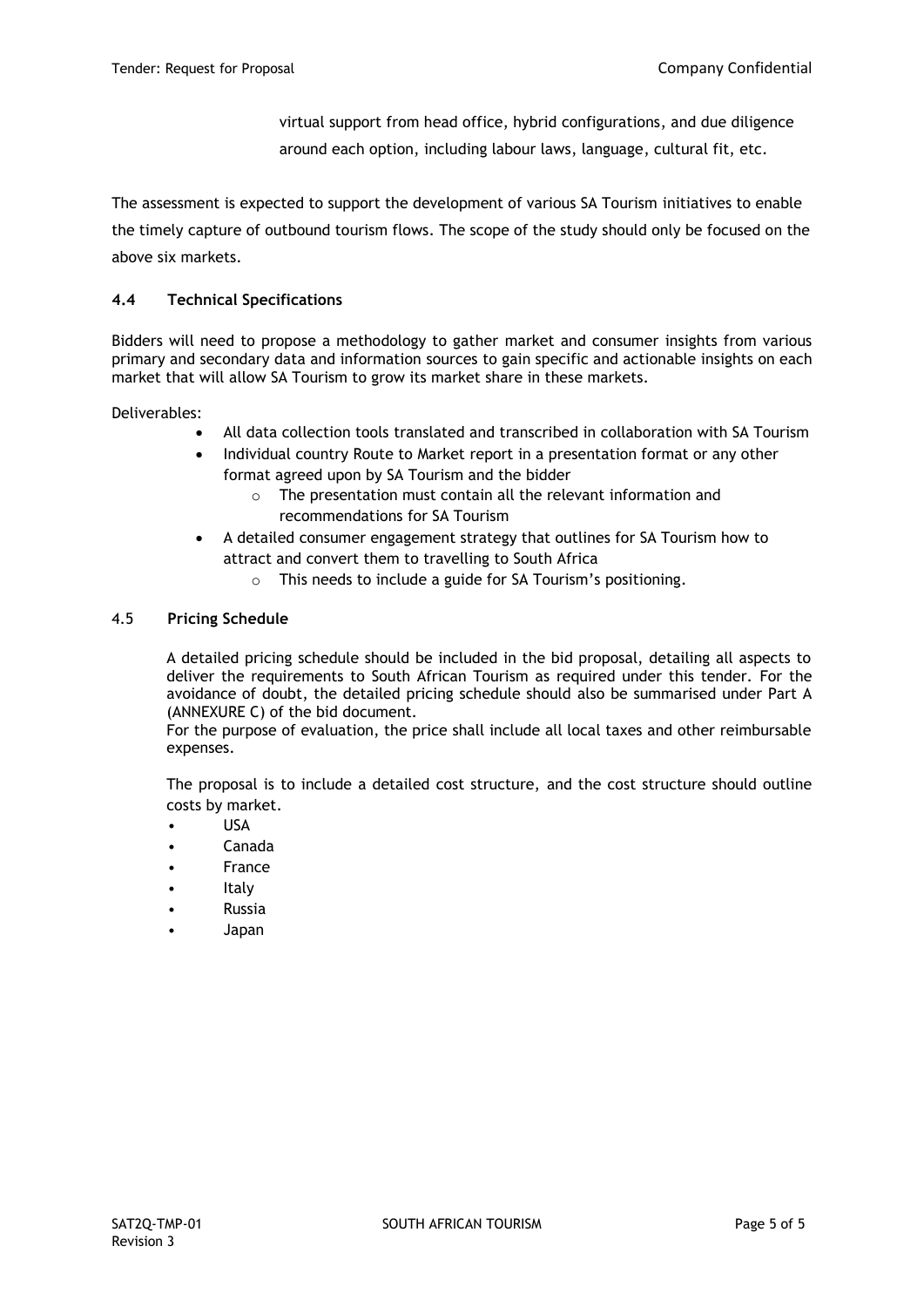virtual support from head office, hybrid configurations, and due diligence around each option, including labour laws, language, cultural fit, etc.

The assessment is expected to support the development of various SA Tourism initiatives to enable the timely capture of outbound tourism flows. The scope of the study should only be focused on the above six markets.

### 4.4 Technical Specifications

Bidders will need to propose a methodology to gather market and consumer insights from various primary and secondary data and information sources to gain specific and actionable insights on each market that will allow SA Tourism to grow its market share in these markets.

Deliverables:

- All data collection tools translated and transcribed in collaboration with SA Tourism
- Individual country Route to Market report in a presentation format or any other format agreed upon by SA Tourism and the bidder
  - The presentation must contain all the relevant information and recommendations for SA Tourism
- A detailed consumer engagement strategy that outlines for SA Tourism how to attract and convert them to travelling to South Africa
  - This needs to include a guide for SA Tourism's positioning.

### 4.5 Pricing Schedule

A detailed pricing schedule should be included in the bid proposal, detailing all aspects to deliver the requirements to South African Tourism as required under this tender. For the avoidance of doubt, the detailed pricing schedule should also be summarised under Part A (ANNEXURE C) of the bid document.
For the purpose of evaluation, the price shall include all local taxes and other reimbursable expenses.

The proposal is to include a detailed cost structure, and the cost structure should outline costs by market.

- USA
- Canada
- France
- Italy
- Russia
- Japan